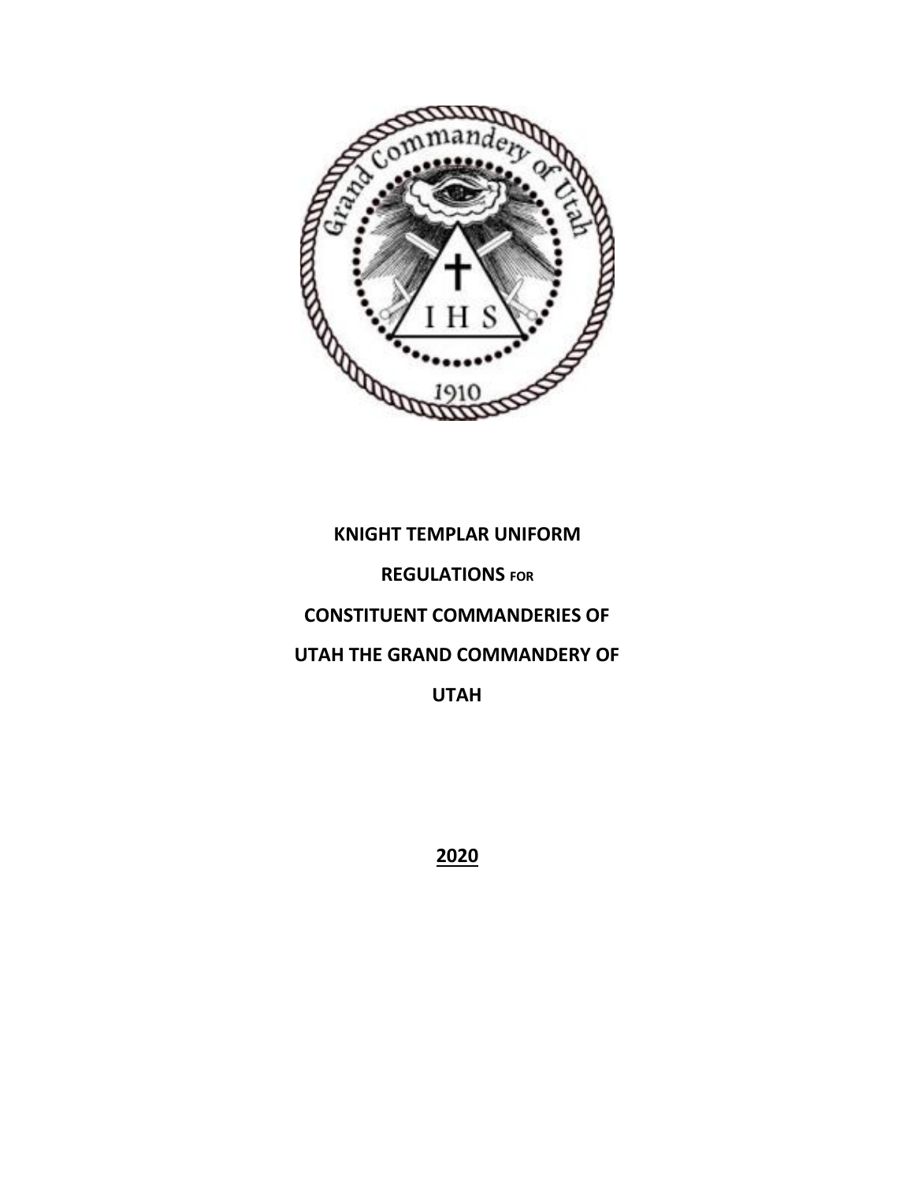**KNIGHT TEMPLAR UNIFORM**

**REGULATIONS FOR**

**CONSTITUENT COMMANDERIES OF**

**UTAH THE GRAND COMMANDERY OF**

**UTAH**

**2020**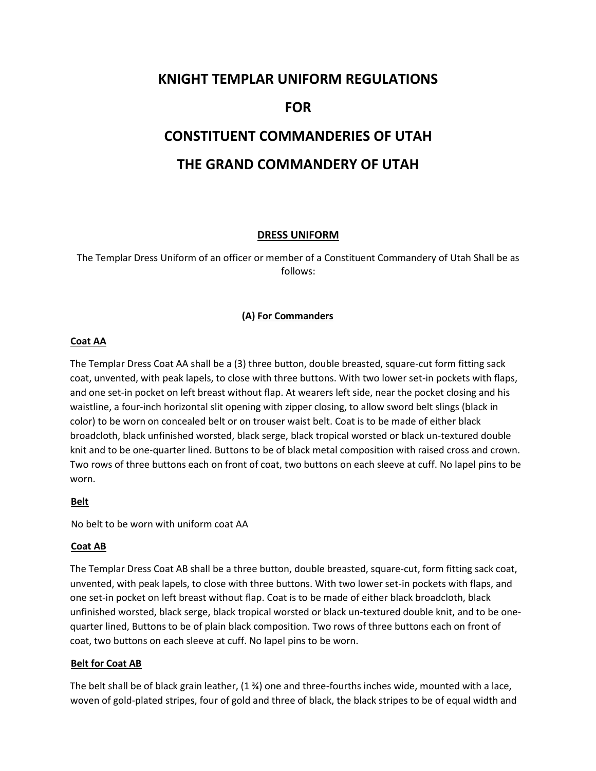# KNIGHT TEMPLAR UNIFORM REGULATIONS

# FOR

# CONSTITUENT COMMANDERIES OF UTAH

# THE GRAND COMMANDERY OF UTAH

## DRESS UNIFORM

The Templar Dress Uniform of an officer or member of a Constituent Commandery of Utah Shall be as follows:

### (A) For Commanders

**Coat AA**

The Templar Dress Coat AA shall be a (3) three button, double breasted, square-cut form fitting sack coat, unvented, with peak lapels, to close with three buttons. With two lower set-in pockets with flaps, and one set-in pocket on left breast without flap. At wearers left side, near the pocket closing and his waistline, a four-inch horizontal slit opening with zipper closing, to allow sword belt slings (black in color) to be worn on concealed belt or on trouser waist belt. Coat is to be made of either black broadcloth, black unfinished worsted, black serge, black tropical worsted or black un-textured double knit and to be one-quarter lined. Buttons to be of black metal composition with raised cross and crown. Two rows of three buttons each on front of coat, two buttons on each sleeve at cuff. No lapel pins to be worn.

**Belt**

No belt to be worn with uniform coat AA

**Coat AB**

The Templar Dress Coat AB shall be a three button, double breasted, square-cut, form fitting sack coat, unvented, with peak lapels, to close with three buttons. With two lower set-in pockets with flaps, and one set-in pocket on left breast without flap. Coat is to be made of either black broadcloth, black unfinished worsted, black serge, black tropical worsted or black un-textured double knit, and to be one-quarter lined, Buttons to be of plain black composition. Two rows of three buttons each on front of coat, two buttons on each sleeve at cuff. No lapel pins to be worn.

**Belt for Coat AB**

The belt shall be of black grain leather, (1 ¾) one and three-fourths inches wide, mounted with a lace, woven of gold-plated stripes, four of gold and three of black, the black stripes to be of equal width and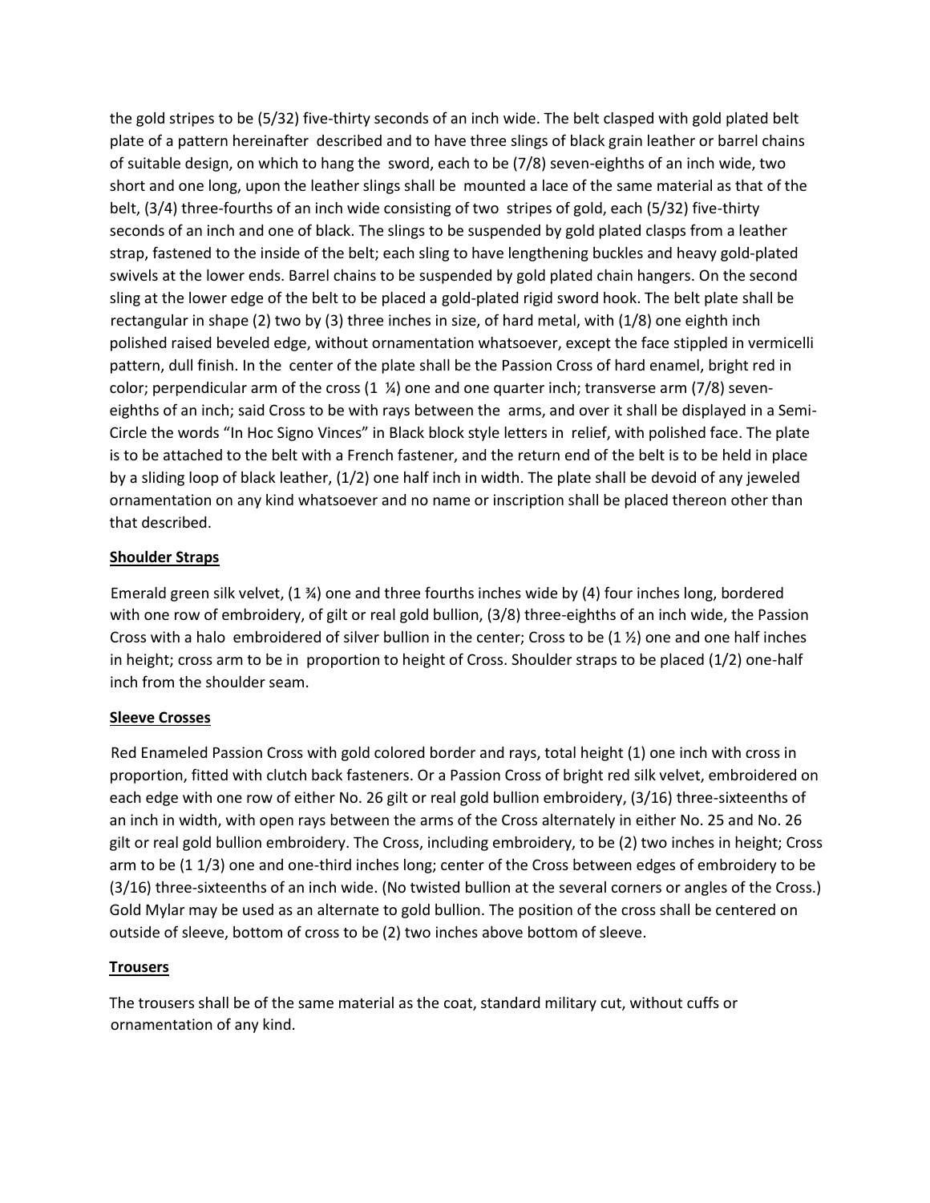the gold stripes to be (5/32) five-thirty seconds of an inch wide. The belt clasped with gold plated belt plate of a pattern hereinafter described and to have three slings of black grain leather or barrel chains of suitable design, on which to hang the sword, each to be (7/8) seven-eighths of an inch wide, two short and one long, upon the leather slings shall be mounted a lace of the same material as that of the belt, (3/4) three-fourths of an inch wide consisting of two stripes of gold, each (5/32) five-thirty seconds of an inch and one of black. The slings to be suspended by gold plated clasps from a leather strap, fastened to the inside of the belt; each sling to have lengthening buckles and heavy gold-plated swivels at the lower ends. Barrel chains to be suspended by gold plated chain hangers. On the second sling at the lower edge of the belt to be placed a gold-plated rigid sword hook. The belt plate shall be rectangular in shape (2) two by (3) three inches in size, of hard metal, with (1/8) one eighth inch polished raised beveled edge, without ornamentation whatsoever, except the face stippled in vermicelli pattern, dull finish. In the center of the plate shall be the Passion Cross of hard enamel, bright red in color; perpendicular arm of the cross (1 ¼) one and one quarter inch; transverse arm (7/8) seven-eighths of an inch; said Cross to be with rays between the arms, and over it shall be displayed in a Semi-Circle the words "In Hoc Signo Vinces" in Black block style letters in relief, with polished face. The plate is to be attached to the belt with a French fastener, and the return end of the belt is to be held in place by a sliding loop of black leather, (1/2) one half inch in width. The plate shall be devoid of any jeweled ornamentation on any kind whatsoever and no name or inscription shall be placed thereon other than that described.

**Shoulder Straps**

Emerald green silk velvet, (1 ¾) one and three fourths inches wide by (4) four inches long, bordered with one row of embroidery, of gilt or real gold bullion, (3/8) three-eighths of an inch wide, the Passion Cross with a halo embroidered of silver bullion in the center; Cross to be (1 ½) one and one half inches in height; cross arm to be in proportion to height of Cross. Shoulder straps to be placed (1/2) one-half inch from the shoulder seam.

**Sleeve Crosses**

Red Enameled Passion Cross with gold colored border and rays, total height (1) one inch with cross in proportion, fitted with clutch back fasteners. Or a Passion Cross of bright red silk velvet, embroidered on each edge with one row of either No. 26 gilt or real gold bullion embroidery, (3/16) three-sixteenths of an inch in width, with open rays between the arms of the Cross alternately in either No. 25 and No. 26 gilt or real gold bullion embroidery. The Cross, including embroidery, to be (2) two inches in height; Cross arm to be (1 1/3) one and one-third inches long; center of the Cross between edges of embroidery to be (3/16) three-sixteenths of an inch wide. (No twisted bullion at the several corners or angles of the Cross.) Gold Mylar may be used as an alternate to gold bullion. The position of the cross shall be centered on outside of sleeve, bottom of cross to be (2) two inches above bottom of sleeve.

**Trousers**

The trousers shall be of the same material as the coat, standard military cut, without cuffs or ornamentation of any kind.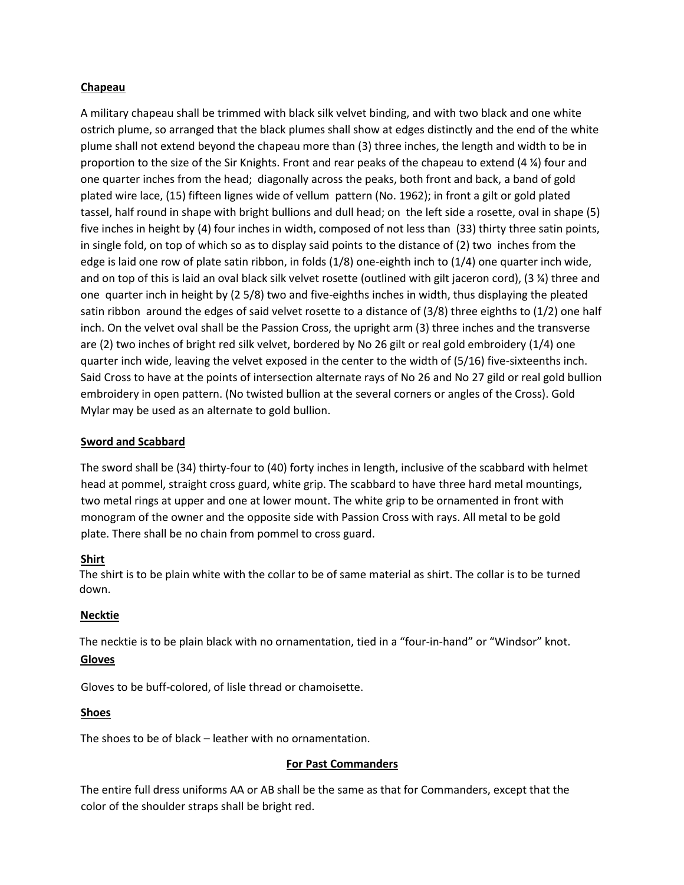**Chapeau**

A military chapeau shall be trimmed with black silk velvet binding, and with two black and one white ostrich plume, so arranged that the black plumes shall show at edges distinctly and the end of the white plume shall not extend beyond the chapeau more than (3) three inches, the length and width to be in proportion to the size of the Sir Knights. Front and rear peaks of the chapeau to extend (4 ¼) four and one quarter inches from the head; diagonally across the peaks, both front and back, a band of gold plated wire lace, (15) fifteen lignes wide of vellum pattern (No. 1962); in front a gilt or gold plated tassel, half round in shape with bright bullions and dull head; on the left side a rosette, oval in shape (5) five inches in height by (4) four inches in width, composed of not less than (33) thirty three satin points, in single fold, on top of which so as to display said points to the distance of (2) two inches from the edge is laid one row of plate satin ribbon, in folds (1/8) one-eighth inch to (1/4) one quarter inch wide, and on top of this is laid an oval black silk velvet rosette (outlined with gilt jaceron cord), (3 ¼) three and one quarter inch in height by (2 5/8) two and five-eighths inches in width, thus displaying the pleated satin ribbon around the edges of said velvet rosette to a distance of (3/8) three eighths to (1/2) one half inch. On the velvet oval shall be the Passion Cross, the upright arm (3) three inches and the transverse are (2) two inches of bright red silk velvet, bordered by No 26 gilt or real gold embroidery (1/4) one quarter inch wide, leaving the velvet exposed in the center to the width of (5/16) five-sixteenths inch. Said Cross to have at the points of intersection alternate rays of No 26 and No 27 gild or real gold bullion embroidery in open pattern. (No twisted bullion at the several corners or angles of the Cross). Gold Mylar may be used as an alternate to gold bullion.

**Sword and Scabbard**

The sword shall be (34) thirty-four to (40) forty inches in length, inclusive of the scabbard with helmet head at pommel, straight cross guard, white grip. The scabbard to have three hard metal mountings, two metal rings at upper and one at lower mount. The white grip to be ornamented in front with monogram of the owner and the opposite side with Passion Cross with rays. All metal to be gold plate. There shall be no chain from pommel to cross guard.

**Shirt**

The shirt is to be plain white with the collar to be of same material as shirt. The collar is to be turned down.

**Necktie**

The necktie is to be plain black with no ornamentation, tied in a "four-in-hand" or "Windsor" knot.

**Gloves**

Gloves to be buff-colored, of lisle thread or chamoisette.

**Shoes**

The shoes to be of black – leather with no ornamentation.

**For Past Commanders**

The entire full dress uniforms AA or AB shall be the same as that for Commanders, except that the color of the shoulder straps shall be bright red.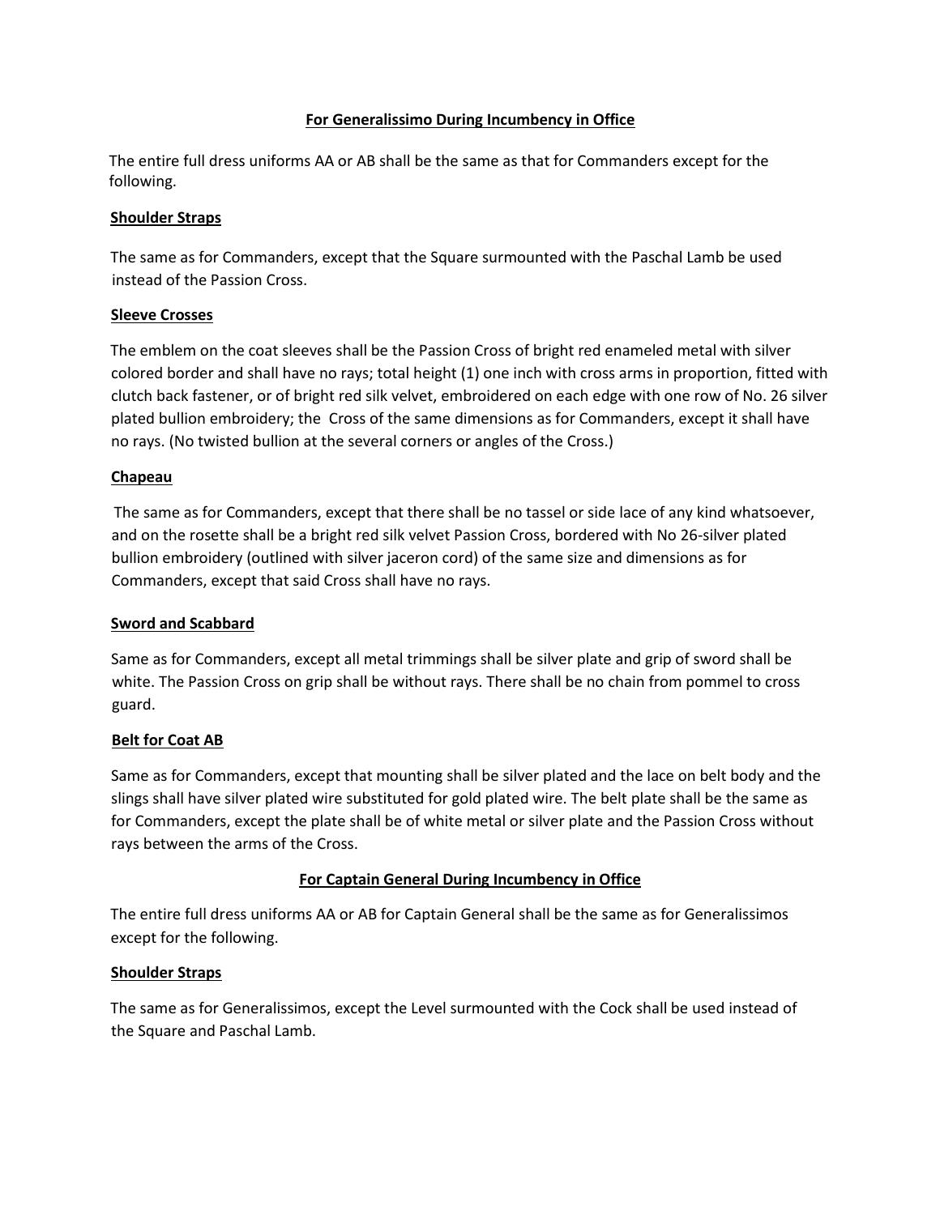## For Generalissimo During Incumbency in Office

The entire full dress uniforms AA or AB shall be the same as that for Commanders except for the following.

### Shoulder Straps

The same as for Commanders, except that the Square surmounted with the Paschal Lamb be used instead of the Passion Cross.

### Sleeve Crosses

The emblem on the coat sleeves shall be the Passion Cross of bright red enameled metal with silver colored border and shall have no rays; total height (1) one inch with cross arms in proportion, fitted with clutch back fastener, or of bright red silk velvet, embroidered on each edge with one row of No. 26 silver plated bullion embroidery; the Cross of the same dimensions as for Commanders, except it shall have no rays. (No twisted bullion at the several corners or angles of the Cross.)

### Chapeau

The same as for Commanders, except that there shall be no tassel or side lace of any kind whatsoever, and on the rosette shall be a bright red silk velvet Passion Cross, bordered with No 26-silver plated bullion embroidery (outlined with silver jaceron cord) of the same size and dimensions as for Commanders, except that said Cross shall have no rays.

### Sword and Scabbard

Same as for Commanders, except all metal trimmings shall be silver plate and grip of sword shall be white. The Passion Cross on grip shall be without rays. There shall be no chain from pommel to cross guard.

### Belt for Coat AB

Same as for Commanders, except that mounting shall be silver plated and the lace on belt body and the slings shall have silver plated wire substituted for gold plated wire. The belt plate shall be the same as for Commanders, except the plate shall be of white metal or silver plate and the Passion Cross without rays between the arms of the Cross.

## For Captain General During Incumbency in Office

The entire full dress uniforms AA or AB for Captain General shall be the same as for Generalissimos except for the following.

### Shoulder Straps

The same as for Generalissimos, except the Level surmounted with the Cock shall be used instead of the Square and Paschal Lamb.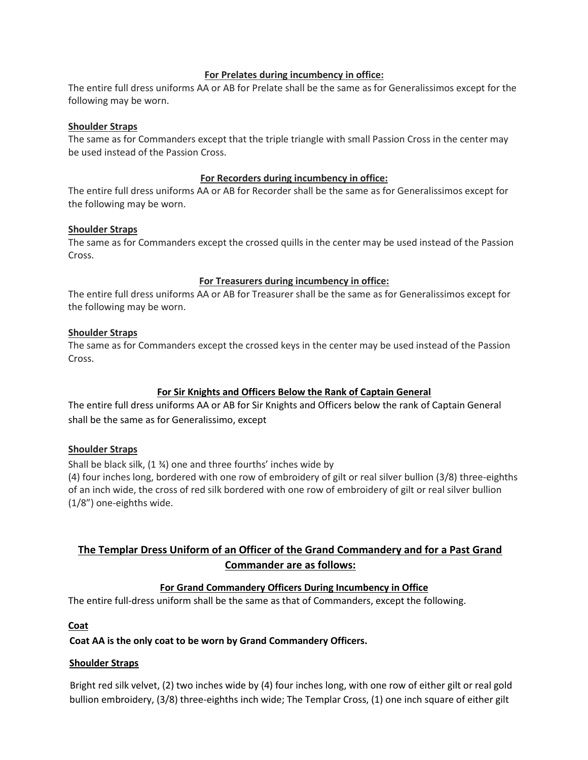**For Prelates during incumbency in office:**

The entire full dress uniforms AA or AB for Prelate shall be the same as for Generalissimos except for the following may be worn.

**Shoulder Straps**

The same as for Commanders except that the triple triangle with small Passion Cross in the center may be used instead of the Passion Cross.

**For Recorders during incumbency in office:**

The entire full dress uniforms AA or AB for Recorder shall be the same as for Generalissimos except for the following may be worn.

**Shoulder Straps**

The same as for Commanders except the crossed quills in the center may be used instead of the Passion Cross.

**For Treasurers during incumbency in office:**

The entire full dress uniforms AA or AB for Treasurer shall be the same as for Generalissimos except for the following may be worn.

**Shoulder Straps**

The same as for Commanders except the crossed keys in the center may be used instead of the Passion Cross.

**For Sir Knights and Officers Below the Rank of Captain General**

The entire full dress uniforms AA or AB for Sir Knights and Officers below the rank of Captain General shall be the same as for Generalissimo, except

**Shoulder Straps**

Shall be black silk, (1 ¾) one and three fourths' inches wide by
(4) four inches long, bordered with one row of embroidery of gilt or real silver bullion (3/8) three-eighths of an inch wide, the cross of red silk bordered with one row of embroidery of gilt or real silver bullion (1/8") one-eighths wide.

## The Templar Dress Uniform of an Officer of the Grand Commandery and for a Past Grand Commander are as follows:

**For Grand Commandery Officers During Incumbency in Office**

The entire full-dress uniform shall be the same as that of Commanders, except the following.

**Coat**

**Coat AA is the only coat to be worn by Grand Commandery Officers.**

**Shoulder Straps**

Bright red silk velvet, (2) two inches wide by (4) four inches long, with one row of either gilt or real gold bullion embroidery, (3/8) three-eighths inch wide; The Templar Cross, (1) one inch square of either gilt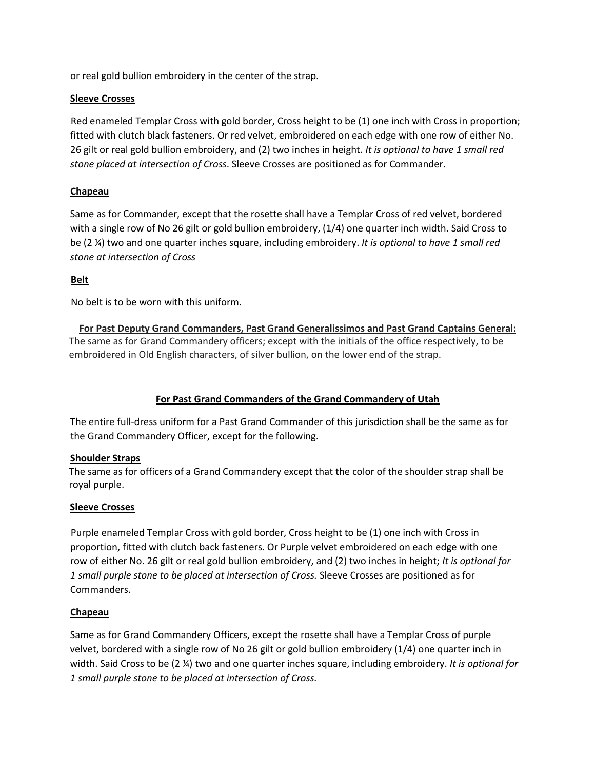or real gold bullion embroidery in the center of the strap.

**Sleeve Crosses**

Red enameled Templar Cross with gold border, Cross height to be (1) one inch with Cross in proportion; fitted with clutch black fasteners. Or red velvet, embroidered on each edge with one row of either No. 26 gilt or real gold bullion embroidery, and (2) two inches in height. *It is optional to have 1 small red stone placed at intersection of Cross*. Sleeve Crosses are positioned as for Commander.

**Chapeau**

Same as for Commander, except that the rosette shall have a Templar Cross of red velvet, bordered with a single row of No 26 gilt or gold bullion embroidery, (1/4) one quarter inch width. Said Cross to be (2 ¼) two and one quarter inches square, including embroidery. *It is optional to have 1 small red stone at intersection of Cross*

**Belt**

No belt is to be worn with this uniform.

**For Past Deputy Grand Commanders, Past Grand Generalissimos and Past Grand Captains General:**
The same as for Grand Commandery officers; except with the initials of the office respectively, to be embroidered in Old English characters, of silver bullion, on the lower end of the strap.

## For Past Grand Commanders of the Grand Commandery of Utah

The entire full-dress uniform for a Past Grand Commander of this jurisdiction shall be the same as for the Grand Commandery Officer, except for the following.

**Shoulder Straps**
The same as for officers of a Grand Commandery except that the color of the shoulder strap shall be royal purple.

**Sleeve Crosses**

Purple enameled Templar Cross with gold border, Cross height to be (1) one inch with Cross in proportion, fitted with clutch back fasteners. Or Purple velvet embroidered on each edge with one row of either No. 26 gilt or real gold bullion embroidery, and (2) two inches in height; *It is optional for 1 small purple stone to be placed at intersection of Cross.* Sleeve Crosses are positioned as for Commanders.

**Chapeau**

Same as for Grand Commandery Officers, except the rosette shall have a Templar Cross of purple velvet, bordered with a single row of No 26 gilt or gold bullion embroidery (1/4) one quarter inch in width. Said Cross to be (2 ¼) two and one quarter inches square, including embroidery. *It is optional for 1 small purple stone to be placed at intersection of Cross.*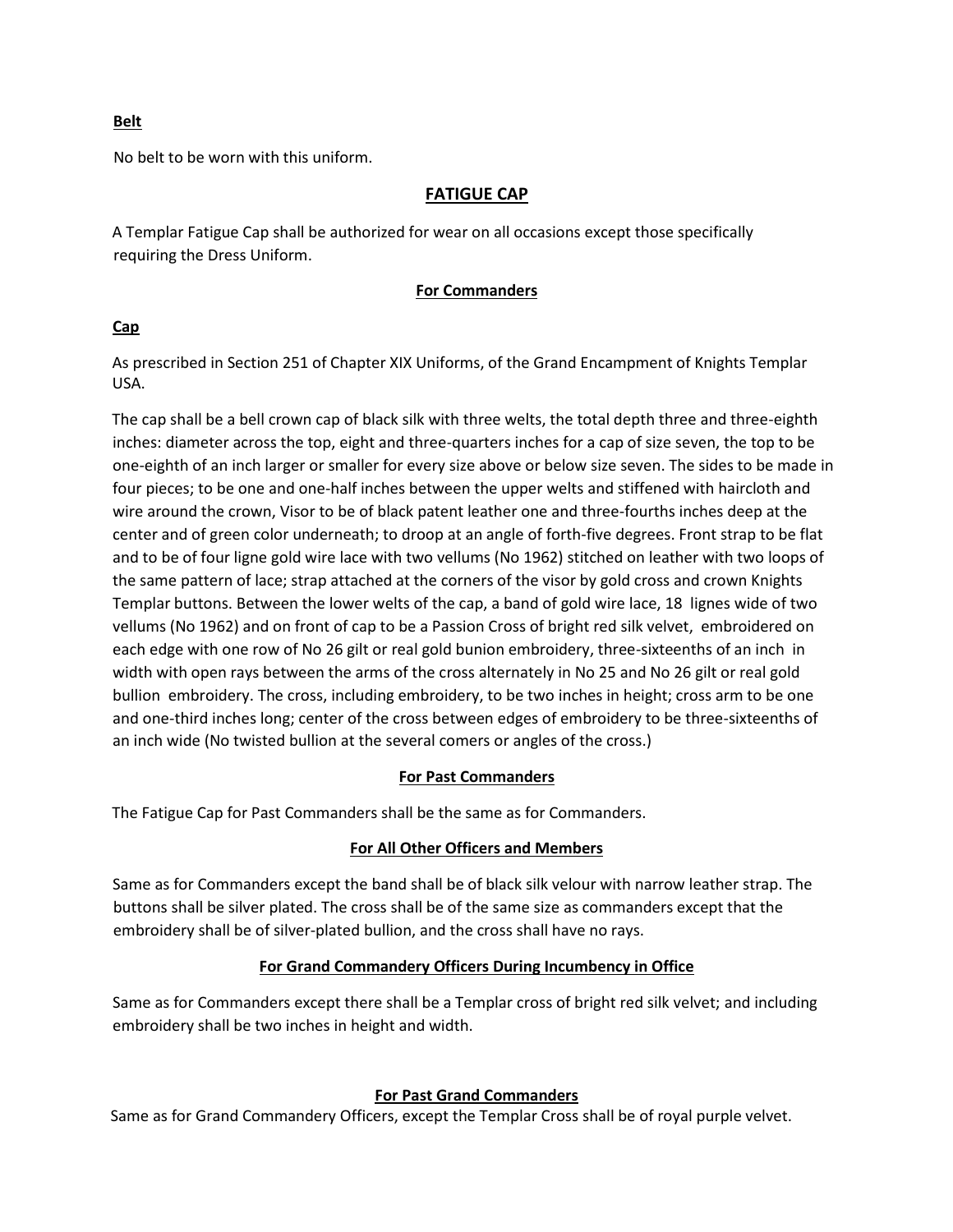**Belt**

No belt to be worn with this uniform.

## FATIGUE CAP

A Templar Fatigue Cap shall be authorized for wear on all occasions except those specifically requiring the Dress Uniform.

### For Commanders

**Cap**

As prescribed in Section 251 of Chapter XIX Uniforms, of the Grand Encampment of Knights Templar USA.

The cap shall be a bell crown cap of black silk with three welts, the total depth three and three-eighth inches: diameter across the top, eight and three-quarters inches for a cap of size seven, the top to be one-eighth of an inch larger or smaller for every size above or below size seven. The sides to be made in four pieces; to be one and one-half inches between the upper welts and stiffened with haircloth and wire around the crown, Visor to be of black patent leather one and three-fourths inches deep at the center and of green color underneath; to droop at an angle of forth-five degrees. Front strap to be flat and to be of four ligne gold wire lace with two vellums (No 1962) stitched on leather with two loops of the same pattern of lace; strap attached at the corners of the visor by gold cross and crown Knights Templar buttons. Between the lower welts of the cap, a band of gold wire lace, 18 lignes wide of two vellums (No 1962) and on front of cap to be a Passion Cross of bright red silk velvet, embroidered on each edge with one row of No 26 gilt or real gold bunion embroidery, three-sixteenths of an inch in width with open rays between the arms of the cross alternately in No 25 and No 26 gilt or real gold bullion embroidery. The cross, including embroidery, to be two inches in height; cross arm to be one and one-third inches long; center of the cross between edges of embroidery to be three-sixteenths of an inch wide (No twisted bullion at the several comers or angles of the cross.)

### For Past Commanders

The Fatigue Cap for Past Commanders shall be the same as for Commanders.

### For All Other Officers and Members

Same as for Commanders except the band shall be of black silk velour with narrow leather strap. The buttons shall be silver plated. The cross shall be of the same size as commanders except that the embroidery shall be of silver-plated bullion, and the cross shall have no rays.

### For Grand Commandery Officers During Incumbency in Office

Same as for Commanders except there shall be a Templar cross of bright red silk velvet; and including embroidery shall be two inches in height and width.

### For Past Grand Commanders

Same as for Grand Commandery Officers, except the Templar Cross shall be of royal purple velvet.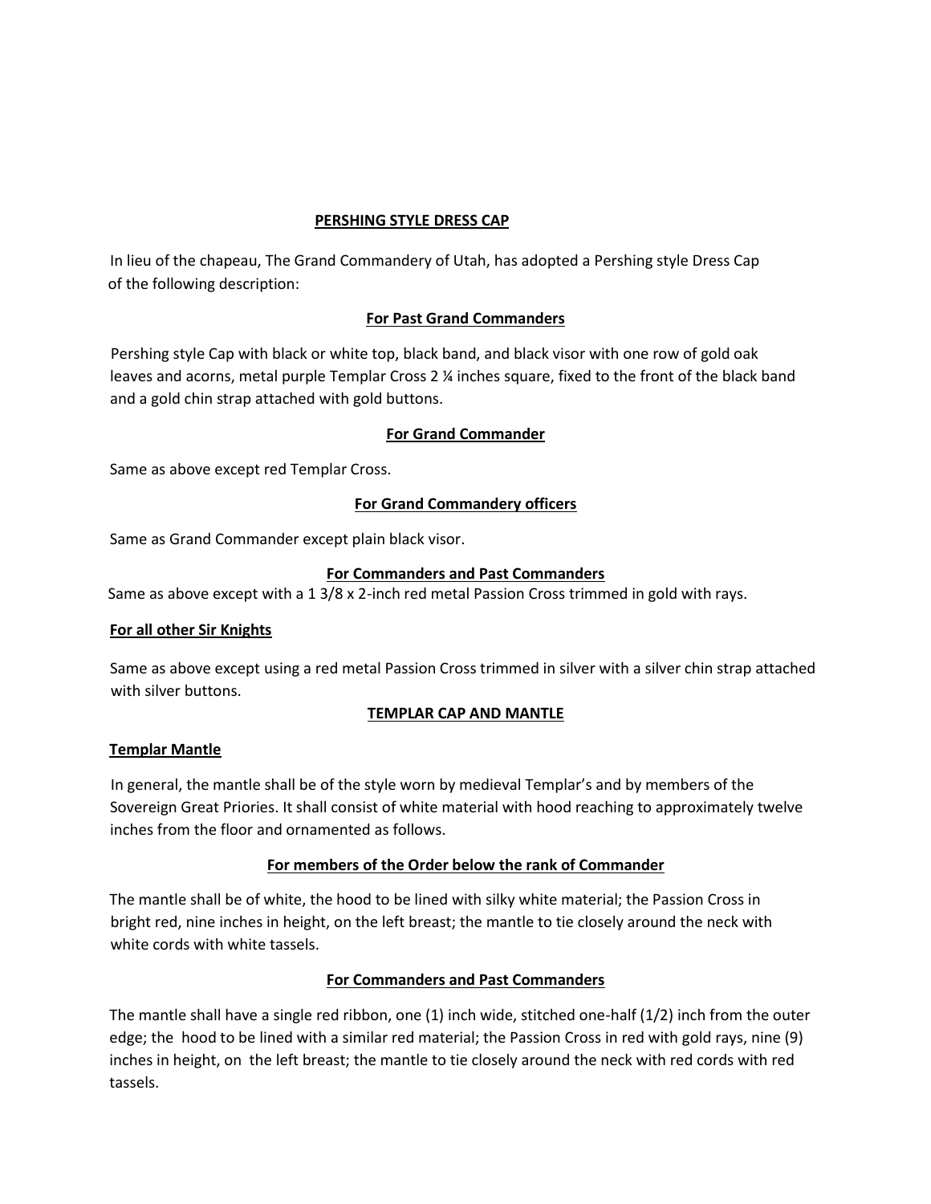## PERSHING STYLE DESSS CAP

In lieu of the chapeau, The Grand Commandery of Utah, has adopted a Pershing style Dress Cap of the following description:

### For Past Grand Commanders

Pershing style Cap with black or white top, black band, and black visor with one row of gold oak leaves and acorns, metal purple Templar Cross 2 ¼ inches square, fixed to the front of the black band and a gold chin strap attached with gold buttons.

### For Grand Commander

Same as above except red Templar Cross.

### For Grand Commandery officers

Same as Grand Commander except plain black visor.

### For Commanders and Past Commanders

Same as above except with a 1 3/8 x 2-inch red metal Passion Cross trimmed in gold with rays.

### For all other Sir Knights

Same as above except using a red metal Passion Cross trimmed in silver with a silver chin strap attached with silver buttons.

## TEMPLAR CAP AND MANTLE

### Templar Mantle

In general, the mantle shall be of the style worn by medieval Templar's and by members of the Sovereign Great Priories. It shall consist of white material with hood reaching to approximately twelve inches from the floor and ornamented as follows.

### For members of the Order below the rank of Commander

The mantle shall be of white, the hood to be lined with silky white material; the Passion Cross in bright red, nine inches in height, on the left breast; the mantle to tie closely around the neck with white cords with white tassels.

### For Commanders and Past Commanders

The mantle shall have a single red ribbon, one (1) inch wide, stitched one-half (1/2) inch from the outer edge; the hood to be lined with a similar red material; the Passion Cross in red with gold rays, nine (9) inches in height, on the left breast; the mantle to tie closely around the neck with red cords with red tassels.

## PERSHING STYLE DRESS CAP

In lieu of the chapeau, The Grand Commandery of Utah, has adopted a Pershing style Dress Cap of the following description:

### For Past Grand Commanders

Pershing style Cap with black or white top, black band, and black visor with one row of gold oak leaves and acorns, metal purple Templar Cross 2 ¼ inches square, fixed to the front of the black band and a gold chin strap attached with gold buttons.

### For Grand Commander

Same as above except red Templar Cross.

### For Grand Commandery officers

Same as Grand Commander except plain black visor.

### For Commanders and Past Commanders

Same as above except with a 1 3/8 x 2-inch red metal Passion Cross trimmed in gold with rays.

### For all other Sir Knights

Same as above except using a red metal Passion Cross trimmed in silver with a silver chin strap attached with silver buttons.

## TEMPLAR CAP AND MANTLE

### Templar Mantle

In general, the mantle shall be of the style worn by medieval Templar's and by members of the Sovereign Great Priories. It shall consist of white material with hood reaching to approximately twelve inches from the floor and ornamented as follows.

### For members of the Order below the rank of Commander

The mantle shall be of white, the hood to be lined with silky white material; the Passion Cross in bright red, nine inches in height, on the left breast; the mantle to tie closely around the neck with white cords with white tassels.

### For Commanders and Past Commanders

The mantle shall have a single red ribbon, one (1) inch wide, stitched one-half (1/2) inch from the outer edge; the hood to be lined with a similar red material; the Passion Cross in red with gold rays, nine (9) inches in height, on the left breast; the mantle to tie closely around the neck with red cords with red tassels.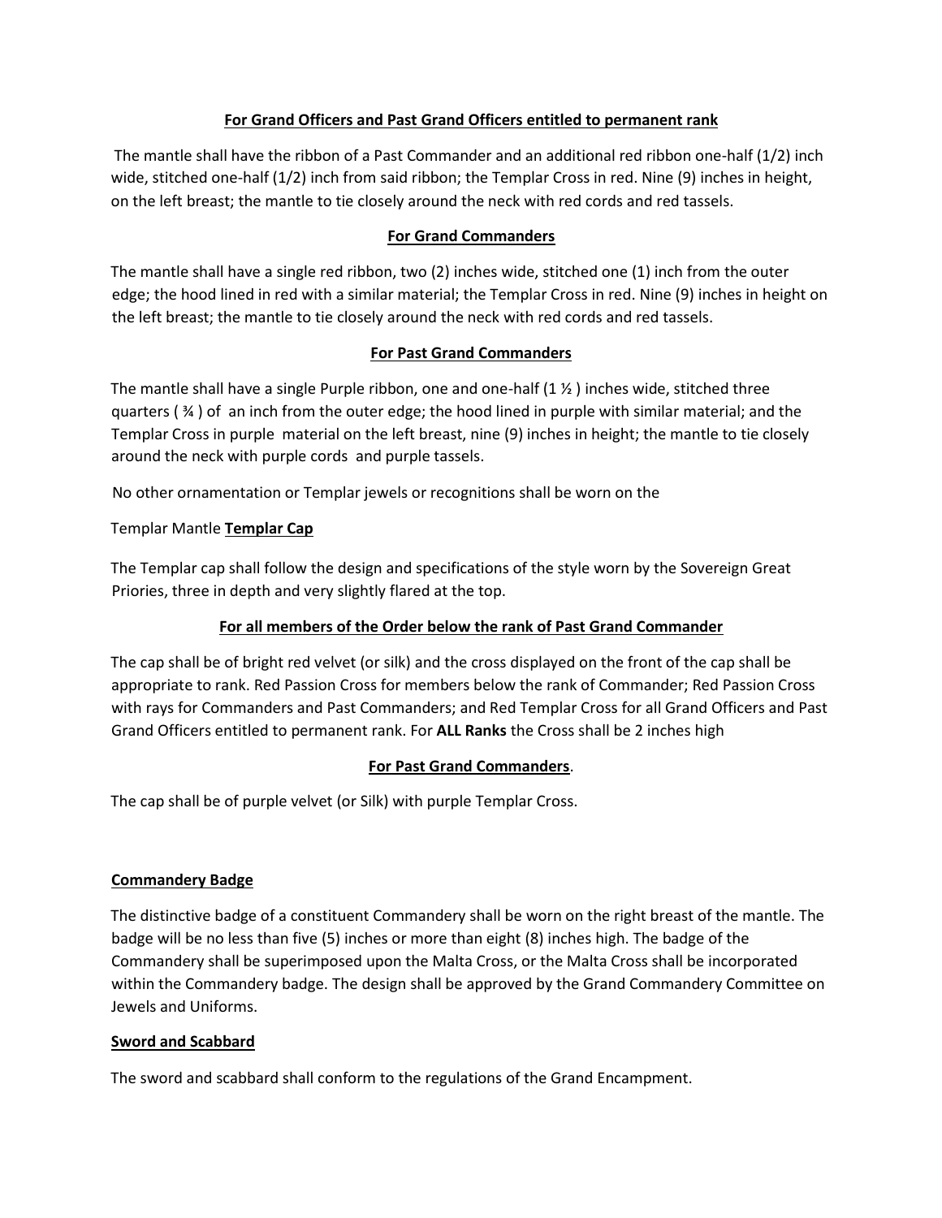**For Grand Officers and Past Grand Officers entitled to permanent rank**

The mantle shall have the ribbon of a Past Commander and an additional red ribbon one-half (1/2) inch wide, stitched one-half (1/2) inch from said ribbon; the Templar Cross in red. Nine (9) inches in height, on the left breast; the mantle to tie closely around the neck with red cords and red tassels.

**For Grand Commanders**

The mantle shall have a single red ribbon, two (2) inches wide, stitched one (1) inch from the outer edge; the hood lined in red with a similar material; the Templar Cross in red. Nine (9) inches in height on the left breast; the mantle to tie closely around the neck with red cords and red tassels.

**For Past Grand Commanders**

The mantle shall have a single Purple ribbon, one and one-half (1 ½ ) inches wide, stitched three quarters ( ¾ ) of an inch from the outer edge; the hood lined in purple with similar material; and the Templar Cross in purple material on the left breast, nine (9) inches in height; the mantle to tie closely around the neck with purple cords and purple tassels.

No other ornamentation or Templar jewels or recognitions shall be worn on the

Templar Mantle **Templar Cap**

The Templar cap shall follow the design and specifications of the style worn by the Sovereign Great Priories, three in depth and very slightly flared at the top.

**For all members of the Order below the rank of Past Grand Commander**

The cap shall be of bright red velvet (or silk) and the cross displayed on the front of the cap shall be appropriate to rank. Red Passion Cross for members below the rank of Commander; Red Passion Cross with rays for Commanders and Past Commanders; and Red Templar Cross for all Grand Officers and Past Grand Officers entitled to permanent rank. For **ALL Ranks** the Cross shall be 2 inches high

**For Past Grand Commanders**.

The cap shall be of purple velvet (or Silk) with purple Templar Cross.

**Commandery Badge**

The distinctive badge of a constituent Commandery shall be worn on the right breast of the mantle. The badge will be no less than five (5) inches or more than eight (8) inches high. The badge of the Commandery shall be superimposed upon the Malta Cross, or the Malta Cross shall be incorporated within the Commandery badge. The design shall be approved by the Grand Commandery Committee on Jewels and Uniforms.

**Sword and Scabbard**

The sword and scabbard shall conform to the regulations of the Grand Encampment.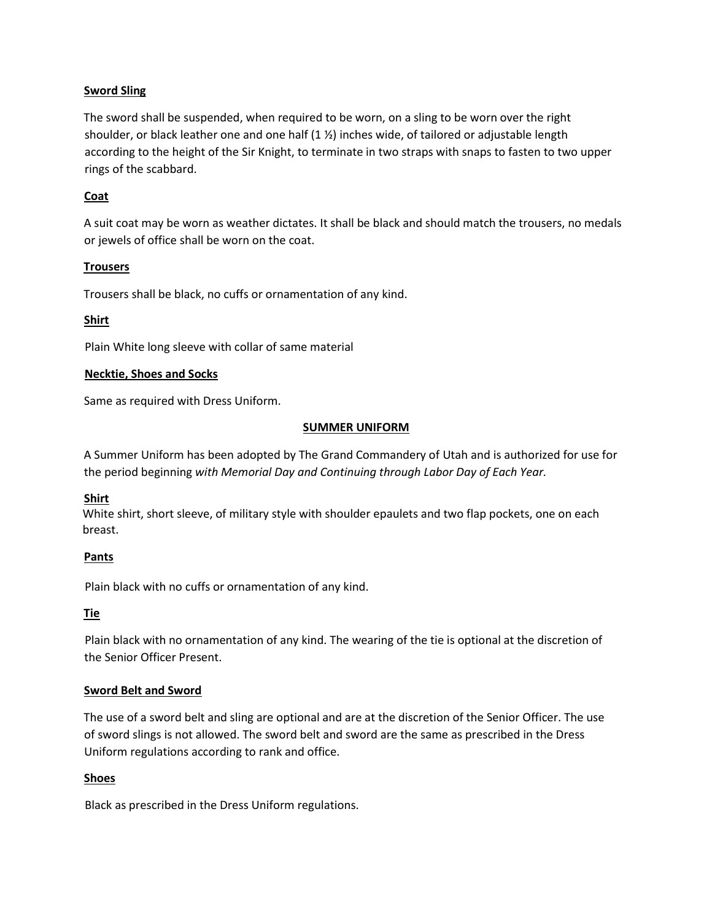**Sword Sling**

The sword shall be suspended, when required to be worn, on a sling to be worn over the right shoulder, or black leather one and one half (1 ½) inches wide, of tailored or adjustable length according to the height of the Sir Knight, to terminate in two straps with snaps to fasten to two upper rings of the scabbard.

**Coat**

A suit coat may be worn as weather dictates. It shall be black and should match the trousers, no medals or jewels of office shall be worn on the coat.

**Trousers**

Trousers shall be black, no cuffs or ornamentation of any kind.

**Shirt**

Plain White long sleeve with collar of same material

**Necktie, Shoes and Socks**

Same as required with Dress Uniform.

## SUMMER UNIFORM

A Summer Uniform has been adopted by The Grand Commandery of Utah and is authorized for use for the period beginning *with Memorial Day and Continuing through Labor Day of Each Year.*

**Shirt**

White shirt, short sleeve, of military style with shoulder epaulets and two flap pockets, one on each breast.

**Pants**

Plain black with no cuffs or ornamentation of any kind.

**Tie**

Plain black with no ornamentation of any kind. The wearing of the tie is optional at the discretion of the Senior Officer Present.

**Sword Belt and Sword**

The use of a sword belt and sling are optional and are at the discretion of the Senior Officer. The use of sword slings is not allowed. The sword belt and sword are the same as prescribed in the Dress Uniform regulations according to rank and office.

**Shoes**

Black as prescribed in the Dress Uniform regulations.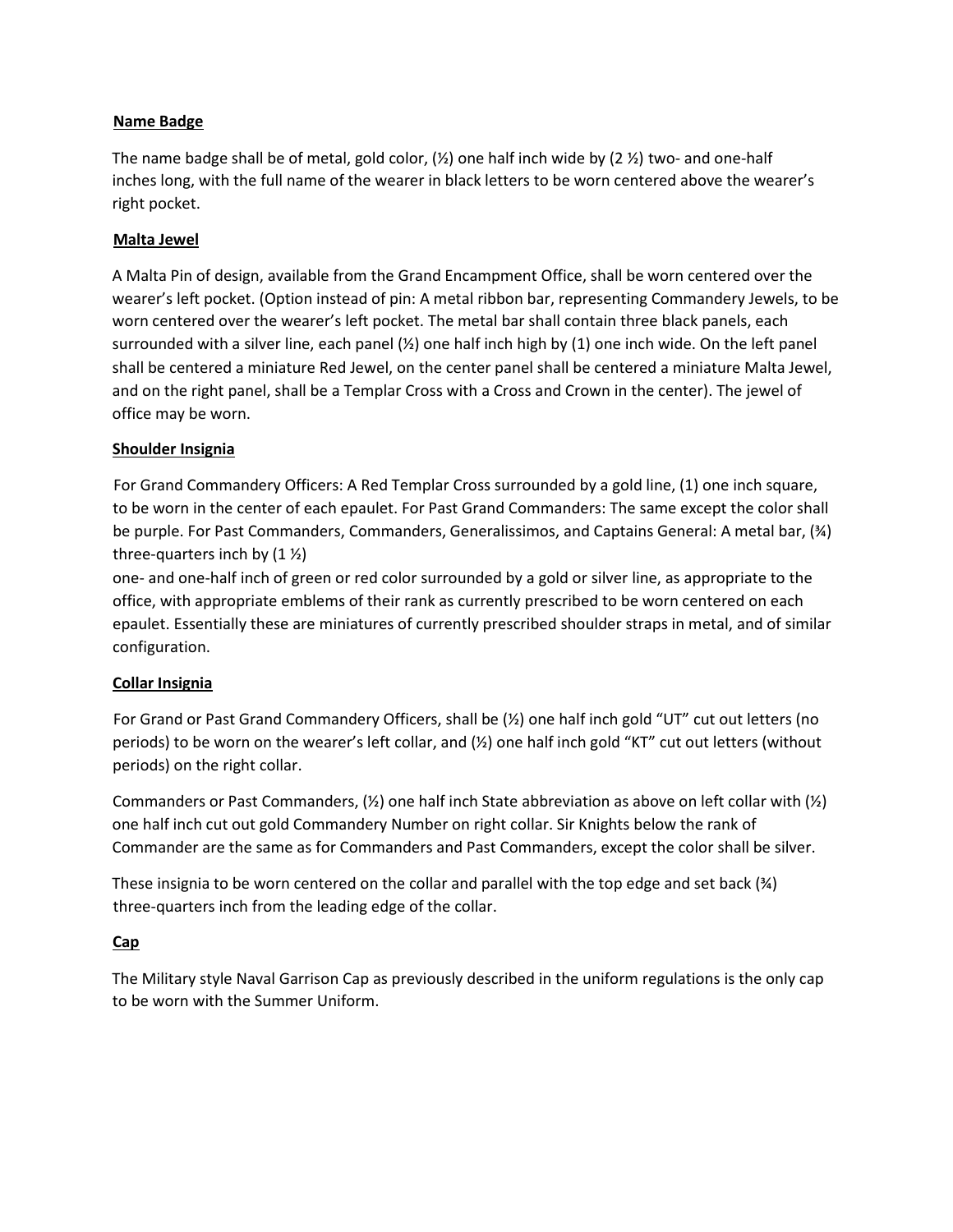**Name Badge**

The name badge shall be of metal, gold color, (½) one half inch wide by (2 ½) two- and one-half inches long, with the full name of the wearer in black letters to be worn centered above the wearer's right pocket.

**Malta Jewel**

A Malta Pin of design, available from the Grand Encampment Office, shall be worn centered over the wearer's left pocket. (Option instead of pin: A metal ribbon bar, representing Commandery Jewels, to be worn centered over the wearer's left pocket. The metal bar shall contain three black panels, each surrounded with a silver line, each panel (½) one half inch high by (1) one inch wide. On the left panel shall be centered a miniature Red Jewel, on the center panel shall be centered a miniature Malta Jewel, and on the right panel, shall be a Templar Cross with a Cross and Crown in the center). The jewel of office may be worn.

**Shoulder Insignia**

For Grand Commandery Officers: A Red Templar Cross surrounded by a gold line, (1) one inch square, to be worn in the center of each epaulet. For Past Grand Commanders: The same except the color shall be purple. For Past Commanders, Commanders, Generalissimos, and Captains General: A metal bar, (¾) three-quarters inch by (1 ½) one- and one-half inch of green or red color surrounded by a gold or silver line, as appropriate to the office, with appropriate emblems of their rank as currently prescribed to be worn centered on each epaulet. Essentially these are miniatures of currently prescribed shoulder straps in metal, and of similar configuration.

**Collar Insignia**

For Grand or Past Grand Commandery Officers, shall be (½) one half inch gold "UT" cut out letters (no periods) to be worn on the wearer's left collar, and (½) one half inch gold "KT" cut out letters (without periods) on the right collar.

Commanders or Past Commanders, (½) one half inch State abbreviation as above on left collar with (½) one half inch cut out gold Commandery Number on right collar. Sir Knights below the rank of Commander are the same as for Commanders and Past Commanders, except the color shall be silver.

These insignia to be worn centered on the collar and parallel with the top edge and set back (¾) three-quarters inch from the leading edge of the collar.

**Cap**

The Military style Naval Garrison Cap as previously described in the uniform regulations is the only cap to be worn with the Summer Uniform.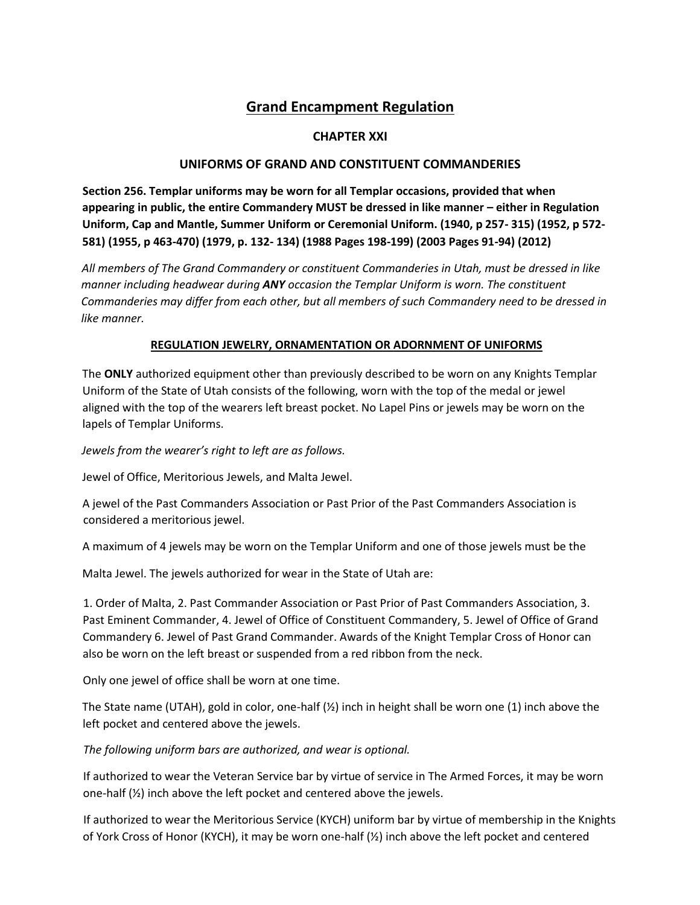# Grand Encampment Regulation

## CHAPTER XXI

## UNIFORMS OF GRAND AND CONSTITUENT COMMANDERIES

**Section 256. Templar uniforms may be worn for all Templar occasions, provided that when appearing in public, the entire Commandery MUST be dressed in like manner – either in Regulation Uniform, Cap and Mantle, Summer Uniform or Ceremonial Uniform. (1940, p 257- 315) (1952, p 572-581) (1955, p 463-470) (1979, p. 132- 134) (1988 Pages 198-199) (2003 Pages 91-94) (2012)**

*All members of The Grand Commandery or constituent Commanderies in Utah, must be dressed in like manner including headwear during **ANY** occasion the Templar Uniform is worn. The constituent Commanderies may differ from each other, but all members of such Commandery need to be dressed in like manner.*

**REGULATION JEWELRY, ORNAMENTATION OR ADORNMENT OF UNIFORMS**

The **ONLY** authorized equipment other than previously described to be worn on any Knights Templar Uniform of the State of Utah consists of the following, worn with the top of the medal or jewel aligned with the top of the wearers left breast pocket. No Lapel Pins or jewels may be worn on the lapels of Templar Uniforms.

*Jewels from the wearer's right to left are as follows.*

Jewel of Office, Meritorious Jewels, and Malta Jewel.

A jewel of the Past Commanders Association or Past Prior of the Past Commanders Association is considered a meritorious jewel.

A maximum of 4 jewels may be worn on the Templar Uniform and one of those jewels must be the

Malta Jewel. The jewels authorized for wear in the State of Utah are:

1. Order of Malta, 2. Past Commander Association or Past Prior of Past Commanders Association, 3. Past Eminent Commander, 4. Jewel of Office of Constituent Commandery, 5. Jewel of Office of Grand Commandery 6. Jewel of Past Grand Commander. Awards of the Knight Templar Cross of Honor can also be worn on the left breast or suspended from a red ribbon from the neck.

Only one jewel of office shall be worn at one time.

The State name (UTAH), gold in color, one-half (½) inch in height shall be worn one (1) inch above the left pocket and centered above the jewels.

*The following uniform bars are authorized, and wear is optional.*

If authorized to wear the Veteran Service bar by virtue of service in The Armed Forces, it may be worn one-half (½) inch above the left pocket and centered above the jewels.

If authorized to wear the Meritorious Service (KYCH) uniform bar by virtue of membership in the Knights of York Cross of Honor (KYCH), it may be worn one-half (½) inch above the left pocket and centered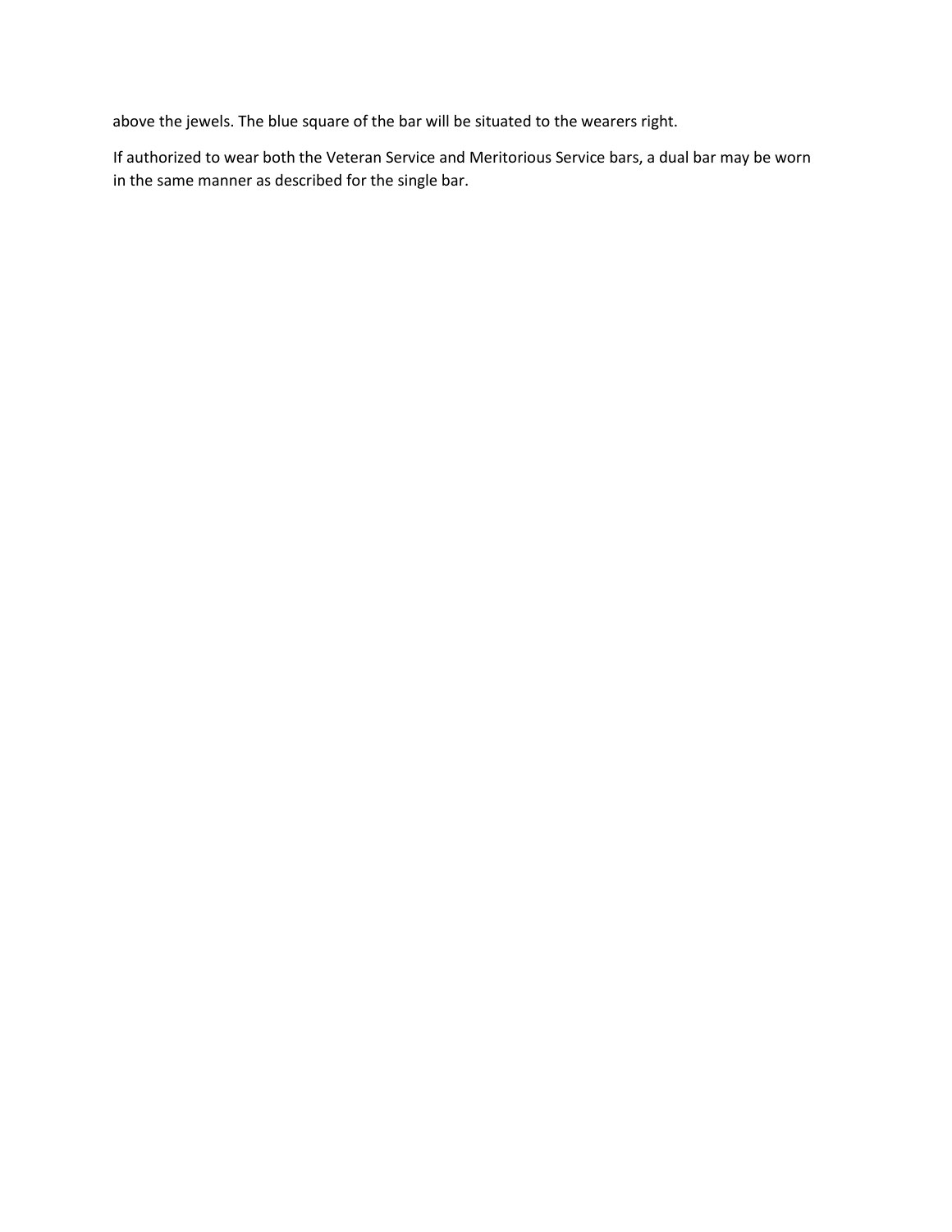above the jewels. The blue square of the bar will be situated to the wearers right.

If authorized to wear both the Veteran Service and Meritorious Service bars, a dual bar may be worn in the same manner as described for the single bar.